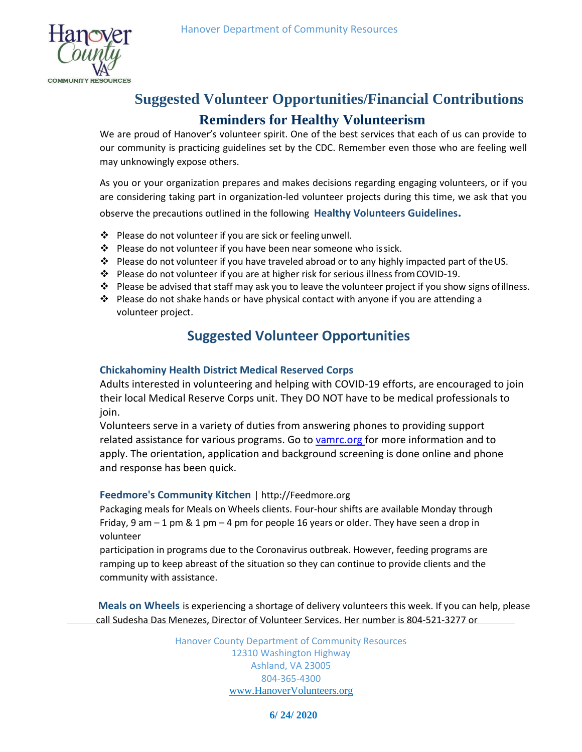# Suggested Volunteer Opportunities/Financial Contributions

## Reminders for Healthy Volunteerism

We are proud of Hanover's volunteer spirit. One of the best services that each of us can provide to our community is practicing guidelines set by the CDC. Remember even those who are feeling well may unknowingly expose others.

As you or your organization prepares and makes decisions regarding engaging volunteers, or if you are considering taking part in organization-led volunteer projects during this time, we ask that you observe the precautions outlined in the following **Healthy Volunteers Guidelines.**

- Please do not volunteer if you are sick or feeling unwell.
- Please do not volunteer if you have been near someone who is sick.
- Please do not volunteer if you have traveled abroad or to any highly impacted part of the US.
- Please do not volunteer if you are at higher risk for serious illness from COVID-19.
- Please be advised that staff may ask you to leave the volunteer project if you show signs of illness.
- Please do not shake hands or have physical contact with anyone if you are attending a volunteer project.

## Suggested Volunteer Opportunities

### Chickahominy Health District Medical Reserved Corps

Adults interested in volunteering and helping with COVID-19 efforts, are encouraged to join their local Medical Reserve Corps unit. They DO NOT have to be medical professionals to join.

Volunteers serve in a variety of duties from answering phones to providing support related assistance for various programs. Go to vamrc.org for more information and to apply. The orientation, application and background screening is done online and phone and response has been quick.

### Feedmore's Community Kitchen | http://Feedmore.org

Packaging meals for Meals on Wheels clients. Four-hour shifts are available Monday through Friday, 9 am – 1 pm & 1 pm – 4 pm for people 16 years or older. They have seen a drop in volunteer participation in programs due to the Coronavirus outbreak. However, feeding programs are ramping up to keep abreast of the situation so they can continue to provide clients and the community with assistance.

**Meals on Wheels** is experiencing a shortage of delivery volunteers this week. If you can help, please call Sudesha Das Menezes, Director of Volunteer Services. Her number is 804-521-3277 or

Hanover County Department of Community Resources
12310 Washington Highway
Ashland, VA 23005
804-365-4300
www.HanoverVolunteers.org

**6/ 24/ 2020**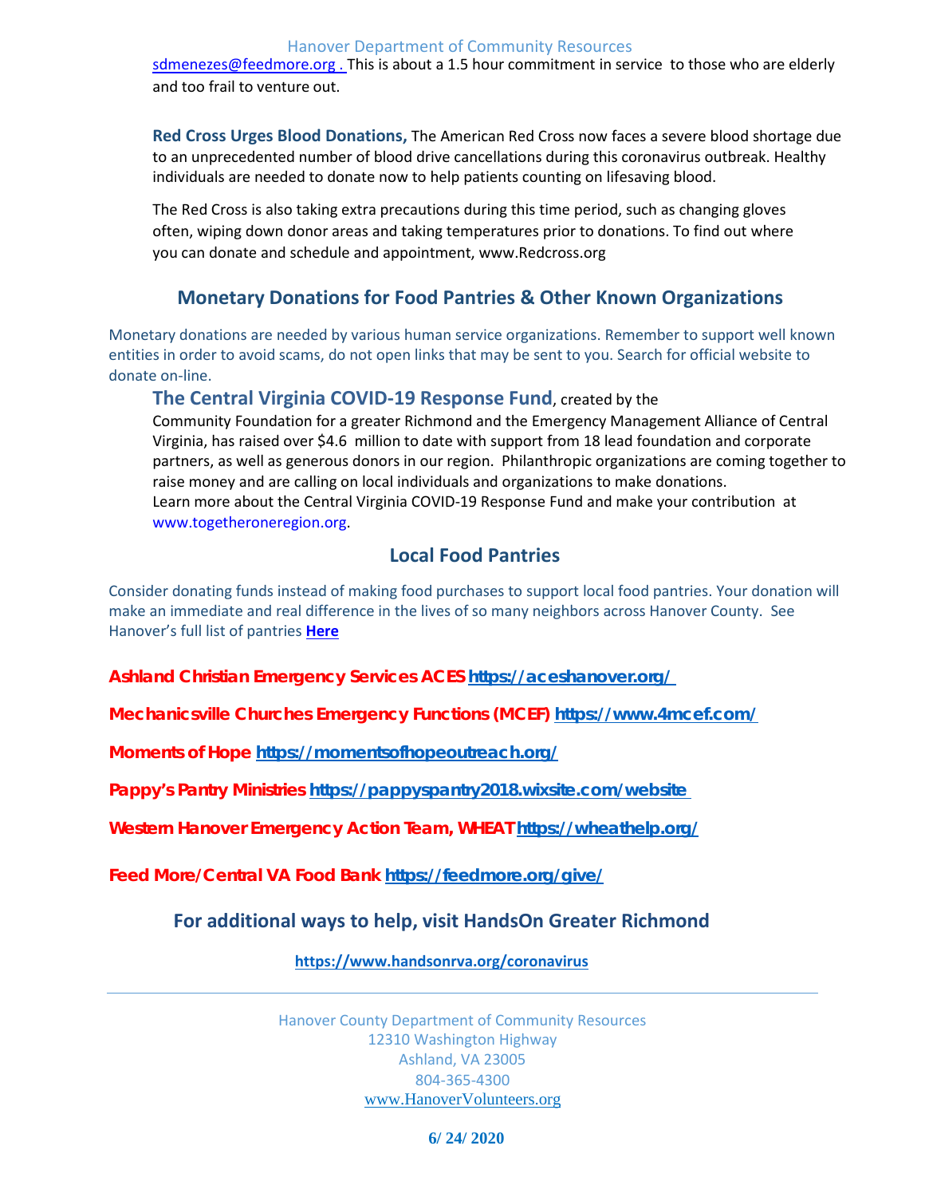sdmenezes@feedmore.org . This is about a 1.5 hour commitment in service to those who are elderly and too frail to venture out.

**Red Cross Urges Blood Donations,** The American Red Cross now faces a severe blood shortage due to an unprecedented number of blood drive cancellations during this coronavirus outbreak. Healthy individuals are needed to donate now to help patients counting on lifesaving blood.

The Red Cross is also taking extra precautions during this time period, such as changing gloves often, wiping down donor areas and taking temperatures prior to donations. To find out where you can donate and schedule and appointment, www.Redcross.org

## Monetary Donations for Food Pantries & Other Known Organizations

Monetary donations are needed by various human service organizations. Remember to support well known entities in order to avoid scams, do not open links that may be sent to you. Search for official website to donate on-line.

**The Central Virginia COVID-19 Response Fund**, created by the Community Foundation for a greater Richmond and the Emergency Management Alliance of Central Virginia, has raised over $4.6 million to date with support from 18 lead foundation and corporate partners, as well as generous donors in our region. Philanthropic organizations are coming together to raise money and are calling on local individuals and organizations to make donations. Learn more about the Central Virginia COVID-19 Response Fund and make your contribution at www.togetheroneregion.org.

## Local Food Pantries

Consider donating funds instead of making food purchases to support local food pantries. Your donation will make an immediate and real difference in the lives of so many neighbors across Hanover County. See Hanover's full list of pantries **Here**

**Ashland Christian Emergency Services ACES https://aceshanover.org/**

**Mechanicsville Churches Emergency Functions (MCEF) https://www.4mcef.com/**

**Moments of Hope https://momentsofhopeoutreach.org/**

**Pappy's Pantry Ministries https://pappyspantry2018.wixsite.com/website**

**Western Hanover Emergency Action Team, WHEAT https://wheathelp.org/**

**Feed More/Central VA Food Bank https://feedmore.org/give/**

## For additional ways to help, visit HandsOn Greater Richmond

**https://www.handsonrva.org/coronavirus**

---

Hanover County Department of Community Resources
12310 Washington Highway
Ashland, VA 23005
804-365-4300
www.HanoverVolunteers.org

**6/ 24/ 2020**